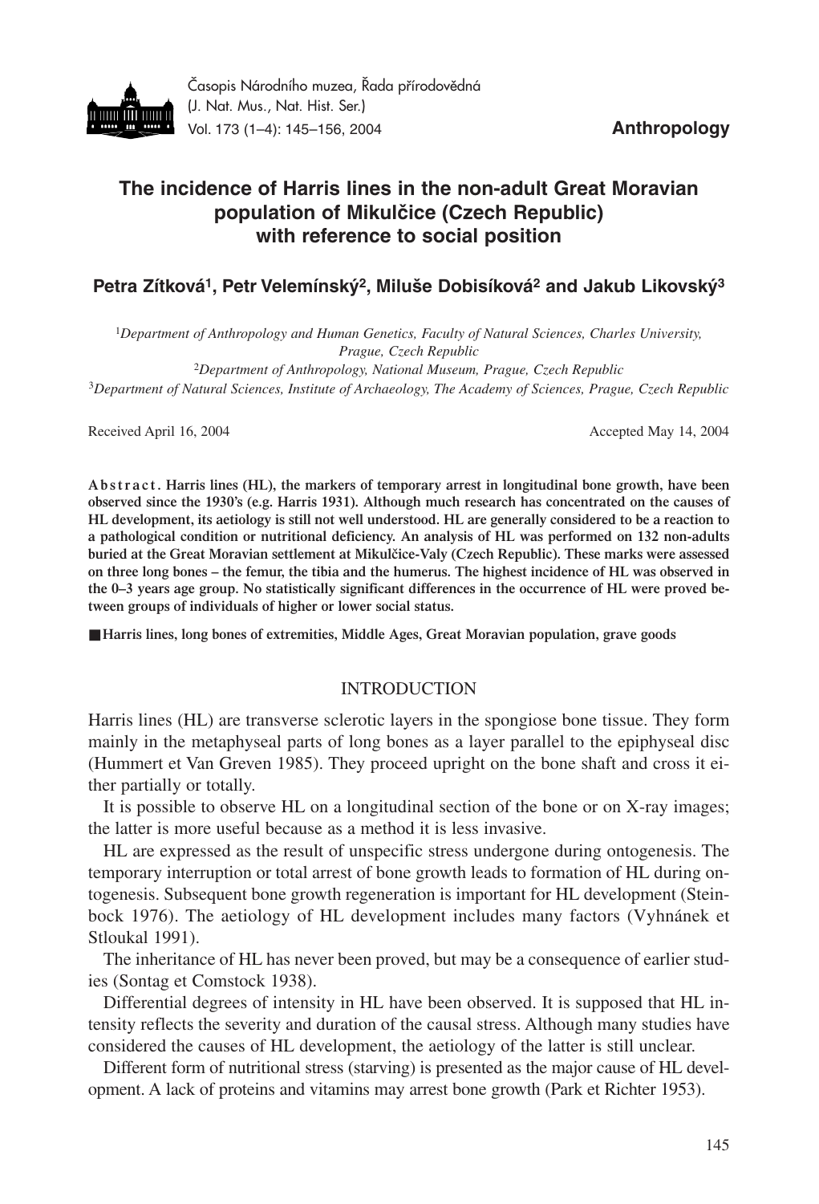Časopis Národního muzea, Řada přírodovědná
(J. Nat. Mus., Nat. Hist. Ser.)
Vol. 173 (1–4): 145–156, 2004

**Anthropology**

# The incidence of Harris lines in the non-adult Great Moravian population of Mikulčice (Czech Republic) with reference to social position

**Petra Zítková[1], Petr Velemínský[2], Miluše Dobisíková[2] and Jakub Likovský[3]**

[1]*Department of Anthropology and Human Genetics, Faculty of Natural Sciences, Charles University, Prague, Czech Republic*
[2]*Department of Anthropology, National Museum, Prague, Czech Republic*
[3]*Department of Natural Sciences, Institute of Archaeology, The Academy of Sciences, Prague, Czech Republic*

Received April 16, 2004 — Accepted May 14, 2004

**Abstract. Harris lines (HL), the markers of temporary arrest in longitudinal bone growth, have been observed since the 1930's (e.g. Harris 1931). Although much research has concentrated on the causes of HL development, its aetiology is still not well understood. HL are generally considered to be a reaction to a pathological condition or nutritional deficiency. An analysis of HL was performed on 132 non-adults buried at the Great Moravian settlement at Mikulčice-Valy (Czech Republic). These marks were assessed on three long bones – the femur, the tibia and the humerus. The highest incidence of HL was observed in the 0–3 years age group. No statistically significant differences in the occurrence of HL were proved between groups of individuals of higher or lower social status.**

■ **Harris lines, long bones of extremities, Middle Ages, Great Moravian population, grave goods**

## INTRODUCTION

Harris lines (HL) are transverse sclerotic layers in the spongiose bone tissue. They form mainly in the metaphyseal parts of long bones as a layer parallel to the epiphyseal disc (Hummert et Van Greven 1985). They proceed upright on the bone shaft and cross it either partially or totally.

It is possible to observe HL on a longitudinal section of the bone or on X-ray images; the latter is more useful because as a method it is less invasive.

HL are expressed as the result of unspecific stress undergone during ontogenesis. The temporary interruption or total arrest of bone growth leads to formation of HL during ontogenesis. Subsequent bone growth regeneration is important for HL development (Steinbock 1976). The aetiology of HL development includes many factors (Vyhnánek et Stloukal 1991).

The inheritance of HL has never been proved, but may be a consequence of earlier studies (Sontag et Comstock 1938).

Differential degrees of intensity in HL have been observed. It is supposed that HL intensity reflects the severity and duration of the causal stress. Although many studies have considered the causes of HL development, the aetiology of the latter is still unclear.

Different form of nutritional stress (starving) is presented as the major cause of HL development. A lack of proteins and vitamins may arrest bone growth (Park et Richter 1953).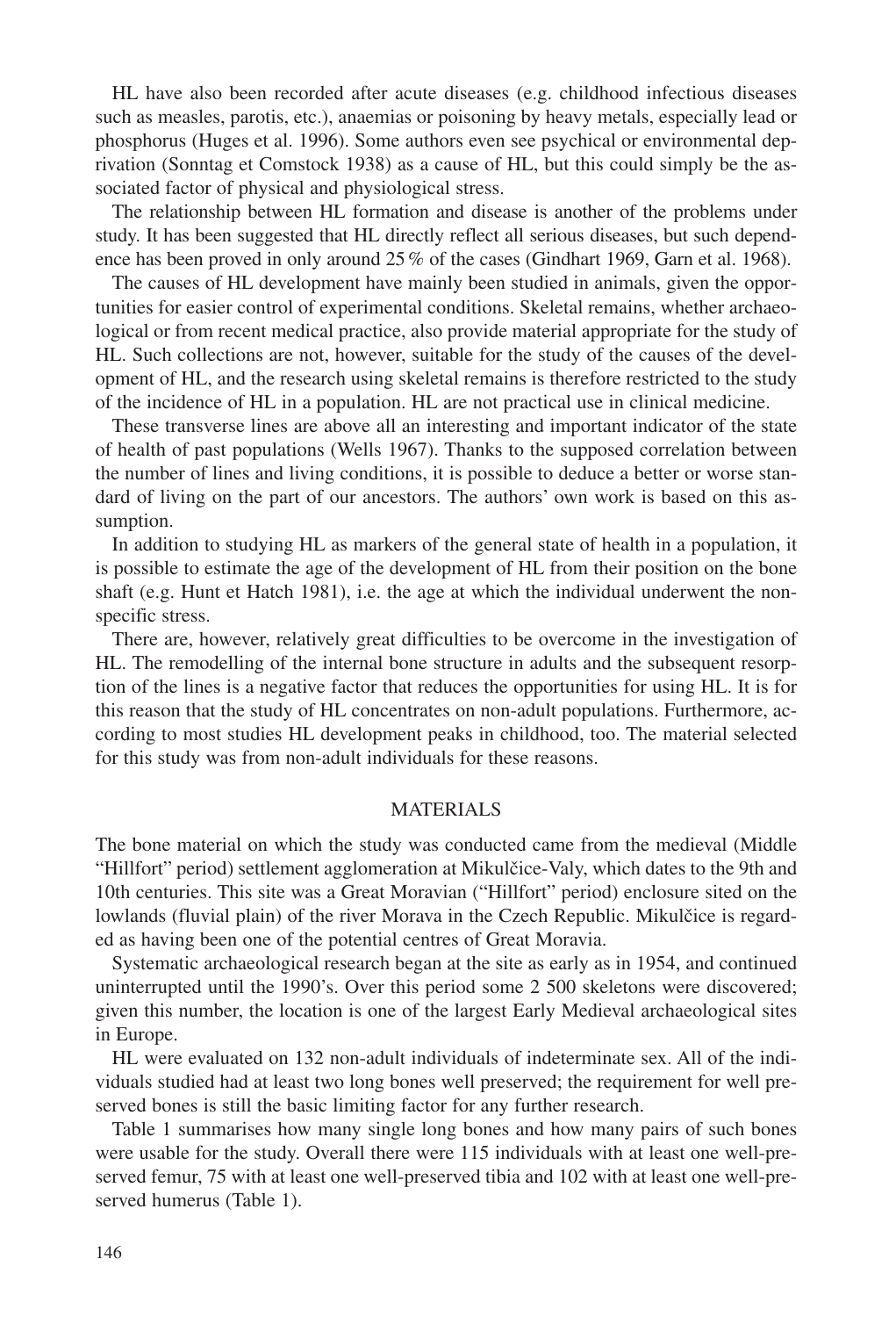HL have also been recorded after acute diseases (e.g. childhood infectious diseases such as measles, parotis, etc.), anaemias or poisoning by heavy metals, especially lead or phosphorus (Huges et al. 1996). Some authors even see psychical or environmental deprivation (Sonntag et Comstock 1938) as a cause of HL, but this could simply be the associated factor of physical and physiological stress.

The relationship between HL formation and disease is another of the problems under study. It has been suggested that HL directly reflect all serious diseases, but such dependence has been proved in only around 25 % of the cases (Gindhart 1969, Garn et al. 1968).

The causes of HL development have mainly been studied in animals, given the opportunities for easier control of experimental conditions. Skeletal remains, whether archaeological or from recent medical practice, also provide material appropriate for the study of HL. Such collections are not, however, suitable for the study of the causes of the development of HL, and the research using skeletal remains is therefore restricted to the study of the incidence of HL in a population. HL are not practical use in clinical medicine.

These transverse lines are above all an interesting and important indicator of the state of health of past populations (Wells 1967). Thanks to the supposed correlation between the number of lines and living conditions, it is possible to deduce a better or worse standard of living on the part of our ancestors. The authors' own work is based on this assumption.

In addition to studying HL as markers of the general state of health in a population, it is possible to estimate the age of the development of HL from their position on the bone shaft (e.g. Hunt et Hatch 1981), i.e. the age at which the individual underwent the non-specific stress.

There are, however, relatively great difficulties to be overcome in the investigation of HL. The remodelling of the internal bone structure in adults and the subsequent resorption of the lines is a negative factor that reduces the opportunities for using HL. It is for this reason that the study of HL concentrates on non-adult populations. Furthermore, according to most studies HL development peaks in childhood, too. The material selected for this study was from non-adult individuals for these reasons.

## MATERIALS

The bone material on which the study was conducted came from the medieval (Middle "Hillfort" period) settlement agglomeration at Mikulčice-Valy, which dates to the 9th and 10th centuries. This site was a Great Moravian ("Hillfort" period) enclosure sited on the lowlands (fluvial plain) of the river Morava in the Czech Republic. Mikulčice is regarded as having been one of the potential centres of Great Moravia.

Systematic archaeological research began at the site as early as in 1954, and continued uninterrupted until the 1990's. Over this period some 2 500 skeletons were discovered; given this number, the location is one of the largest Early Medieval archaeological sites in Europe.

HL were evaluated on 132 non-adult individuals of indeterminate sex. All of the individuals studied had at least two long bones well preserved; the requirement for well preserved bones is still the basic limiting factor for any further research.

Table 1 summarises how many single long bones and how many pairs of such bones were usable for the study. Overall there were 115 individuals with at least one well-preserved femur, 75 with at least one well-preserved tibia and 102 with at least one well-preserved humerus (Table 1).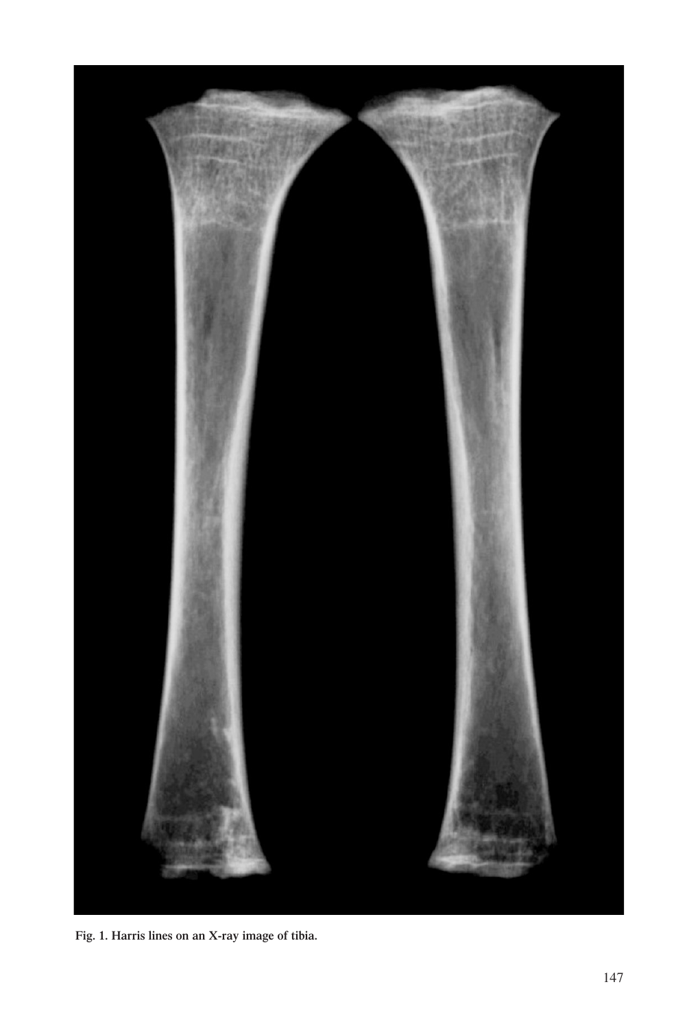Fig. 1. Harris lines on an X-ray image of tibia.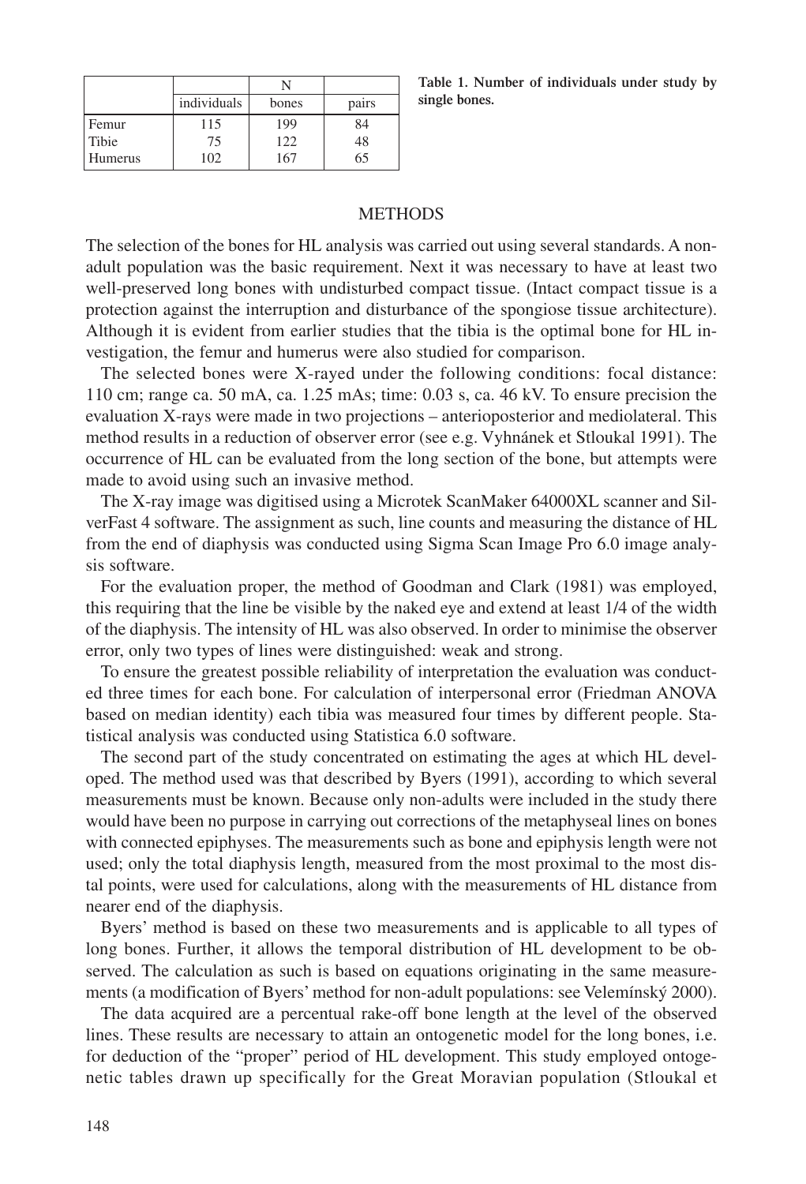| | N | | |
|---|---|---|---|
| | individuals | bones | pairs |
| Femur | 115 | 199 | 84 |
| Tibie | 75 | 122 | 48 |
| Humerus | 102 | 167 | 65 |

**Table 1. Number of individuals under study by single bones.**

## METHODS

The selection of the bones for HL analysis was carried out using several standards. A non-adult population was the basic requirement. Next it was necessary to have at least two well-preserved long bones with undisturbed compact tissue. (Intact compact tissue is a protection against the interruption and disturbance of the spongiose tissue architecture). Although it is evident from earlier studies that the tibia is the optimal bone for HL investigation, the femur and humerus were also studied for comparison.

The selected bones were X-rayed under the following conditions: focal distance: 110 cm; range ca. 50 mA, ca. 1.25 mAs; time: 0.03 s, ca. 46 kV. To ensure precision the evaluation X-rays were made in two projections – anterioposterior and mediolateral. This method results in a reduction of observer error (see e.g. Vyhnánek et Stloukal 1991). The occurrence of HL can be evaluated from the long section of the bone, but attempts were made to avoid using such an invasive method.

The X-ray image was digitised using a Microtek ScanMaker 64000XL scanner and SilverFast 4 software. The assignment as such, line counts and measuring the distance of HL from the end of diaphysis was conducted using Sigma Scan Image Pro 6.0 image analysis software.

For the evaluation proper, the method of Goodman and Clark (1981) was employed, this requiring that the line be visible by the naked eye and extend at least 1/4 of the width of the diaphysis. The intensity of HL was also observed. In order to minimise the observer error, only two types of lines were distinguished: weak and strong.

To ensure the greatest possible reliability of interpretation the evaluation was conducted three times for each bone. For calculation of interpersonal error (Friedman ANOVA based on median identity) each tibia was measured four times by different people. Statistical analysis was conducted using Statistica 6.0 software.

The second part of the study concentrated on estimating the ages at which HL developed. The method used was that described by Byers (1991), according to which several measurements must be known. Because only non-adults were included in the study there would have been no purpose in carrying out corrections of the metaphyseal lines on bones with connected epiphyses. The measurements such as bone and epiphysis length were not used; only the total diaphysis length, measured from the most proximal to the most distal points, were used for calculations, along with the measurements of HL distance from nearer end of the diaphysis.

Byers' method is based on these two measurements and is applicable to all types of long bones. Further, it allows the temporal distribution of HL development to be observed. The calculation as such is based on equations originating in the same measurements (a modification of Byers' method for non-adult populations: see Velemínský 2000).

The data acquired are a percentual rake-off bone length at the level of the observed lines. These results are necessary to attain an ontogenetic model for the long bones, i.e. for deduction of the "proper" period of HL development. This study employed ontogenetic tables drawn up specifically for the Great Moravian population (Stloukal et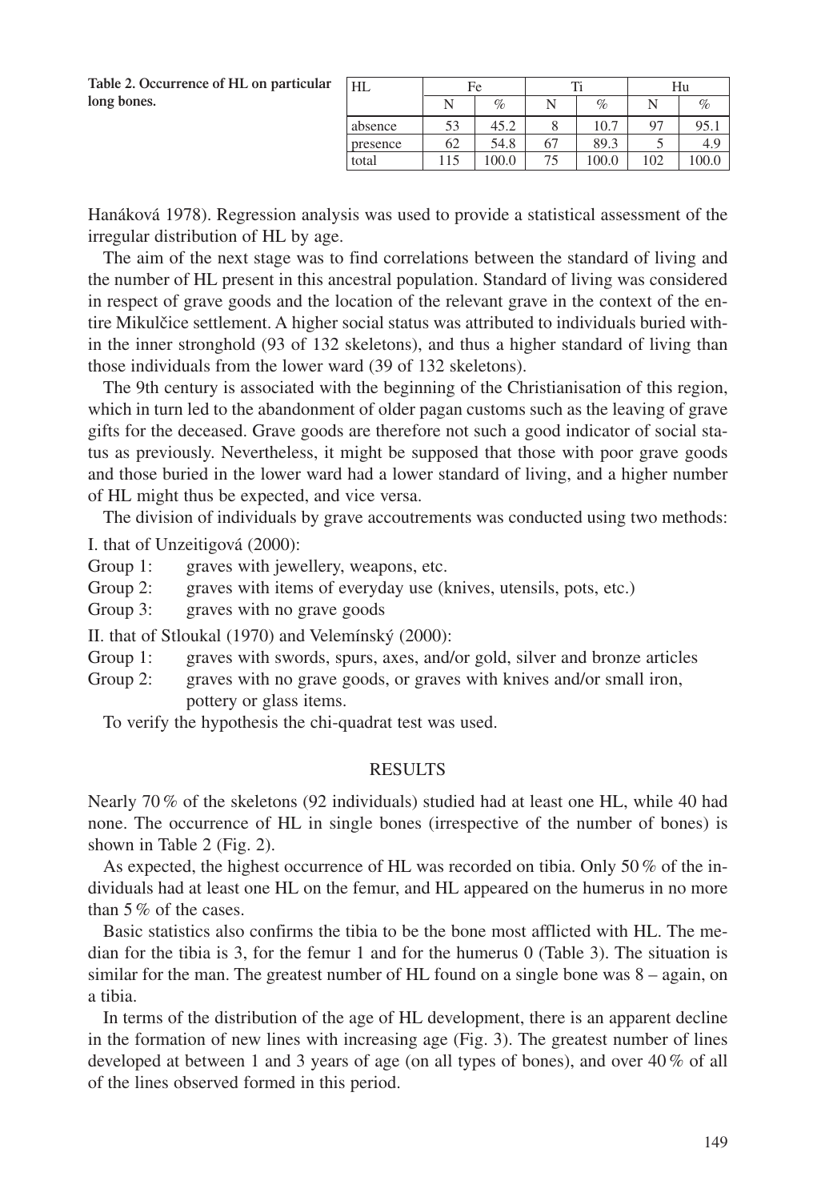**Table 2. Occurrence of HL on particular long bones.**

| HL | Fe | | Ti | | Hu | |
|---|---|---|---|---|---|---|
| | N | % | N | % | N | % |
| absence | 53 | 45.2 | 8 | 10.7 | 97 | 95.1 |
| presence | 62 | 54.8 | 67 | 89.3 | 5 | 4.9 |
| total | 115 | 100.0 | 75 | 100.0 | 102 | 100.0 |

Hanáková 1978). Regression analysis was used to provide a statistical assessment of the irregular distribution of HL by age.

The aim of the next stage was to find correlations between the standard of living and the number of HL present in this ancestral population. Standard of living was considered in respect of grave goods and the location of the relevant grave in the context of the entire Mikulčice settlement. A higher social status was attributed to individuals buried within the inner stronghold (93 of 132 skeletons), and thus a higher standard of living than those individuals from the lower ward (39 of 132 skeletons).

The 9th century is associated with the beginning of the Christianisation of this region, which in turn led to the abandonment of older pagan customs such as the leaving of grave gifts for the deceased. Grave goods are therefore not such a good indicator of social status as previously. Nevertheless, it might be supposed that those with poor grave goods and those buried in the lower ward had a lower standard of living, and a higher number of HL might thus be expected, and vice versa.

The division of individuals by grave accoutrements was conducted using two methods:

I. that of Unzeitigová (2000):

Group 1: graves with jewellery, weapons, etc.

Group 2: graves with items of everyday use (knives, utensils, pots, etc.)

Group 3: graves with no grave goods

II. that of Stloukal (1970) and Velemínský (2000):

Group 1: graves with swords, spurs, axes, and/or gold, silver and bronze articles

Group 2: graves with no grave goods, or graves with knives and/or small iron, pottery or glass items.

To verify the hypothesis the chi-quadrat test was used.

## RESULTS

Nearly 70 % of the skeletons (92 individuals) studied had at least one HL, while 40 had none. The occurrence of HL in single bones (irrespective of the number of bones) is shown in Table 2 (Fig. 2).

As expected, the highest occurrence of HL was recorded on tibia. Only 50 % of the individuals had at least one HL on the femur, and HL appeared on the humerus in no more than 5 % of the cases.

Basic statistics also confirms the tibia to be the bone most afflicted with HL. The median for the tibia is 3, for the femur 1 and for the humerus 0 (Table 3). The situation is similar for the man. The greatest number of HL found on a single bone was 8 – again, on a tibia.

In terms of the distribution of the age of HL development, there is an apparent decline in the formation of new lines with increasing age (Fig. 3). The greatest number of lines developed at between 1 and 3 years of age (on all types of bones), and over 40 % of all of the lines observed formed in this period.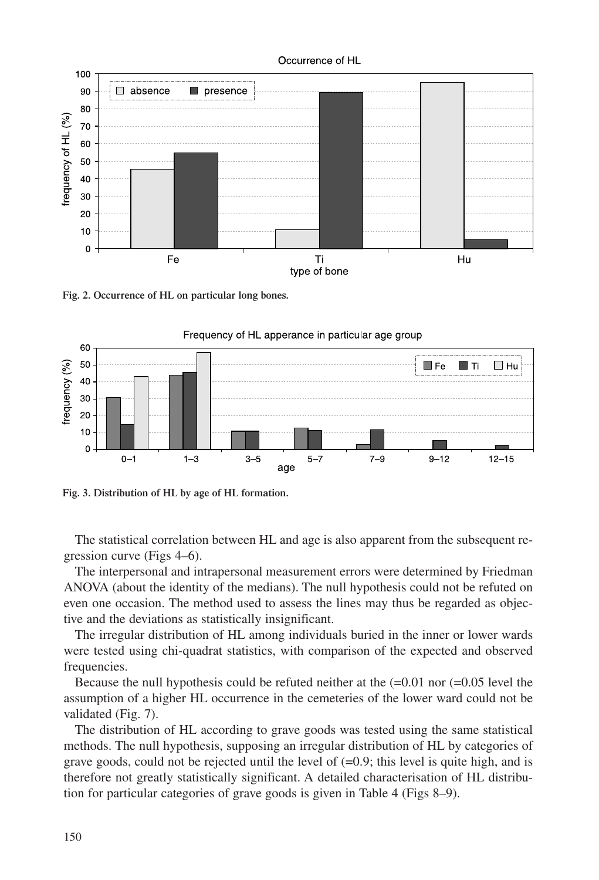Occurrence of HL

100
90
80
70
60
50
40
30
20
10
0

frequency of HL (%)

absence
presence

Fe
Ti
Hu

type of bone

**Fig. 2. Occurrence of HL on particular long bones.**

Frequency of HL apperance in particular age group

60
50
40
30
20
10
0

frequency (%)

Fe
Ti
Hu

0–1
1–3
3–5
5–7
7–9
9–12
12–15

age

**Fig. 3. Distribution of HL by age of HL formation.**

The statistical correlation between HL and age is also apparent from the subsequent regression curve (Figs 4–6).

The interpersonal and intrapersonal measurement errors were determined by Friedman ANOVA (about the identity of the medians). The null hypothesis could not be refuted on even one occasion. The method used to assess the lines may thus be regarded as objective and the deviations as statistically insignificant.

The irregular distribution of HL among individuals buried in the inner or lower wards were tested using chi-quadrat statistics, with comparison of the expected and observed frequencies.

Because the null hypothesis could be refuted neither at the (=0.01 nor (=0.05 level the assumption of a higher HL occurrence in the cemeteries of the lower ward could not be validated (Fig. 7).

The distribution of HL according to grave goods was tested using the same statistical methods. The null hypothesis, supposing an irregular distribution of HL by categories of grave goods, could not be rejected until the level of (=0.9; this level is quite high, and is therefore not greatly statistically significant. A detailed characterisation of HL distribution for particular categories of grave goods is given in Table 4 (Figs 8–9).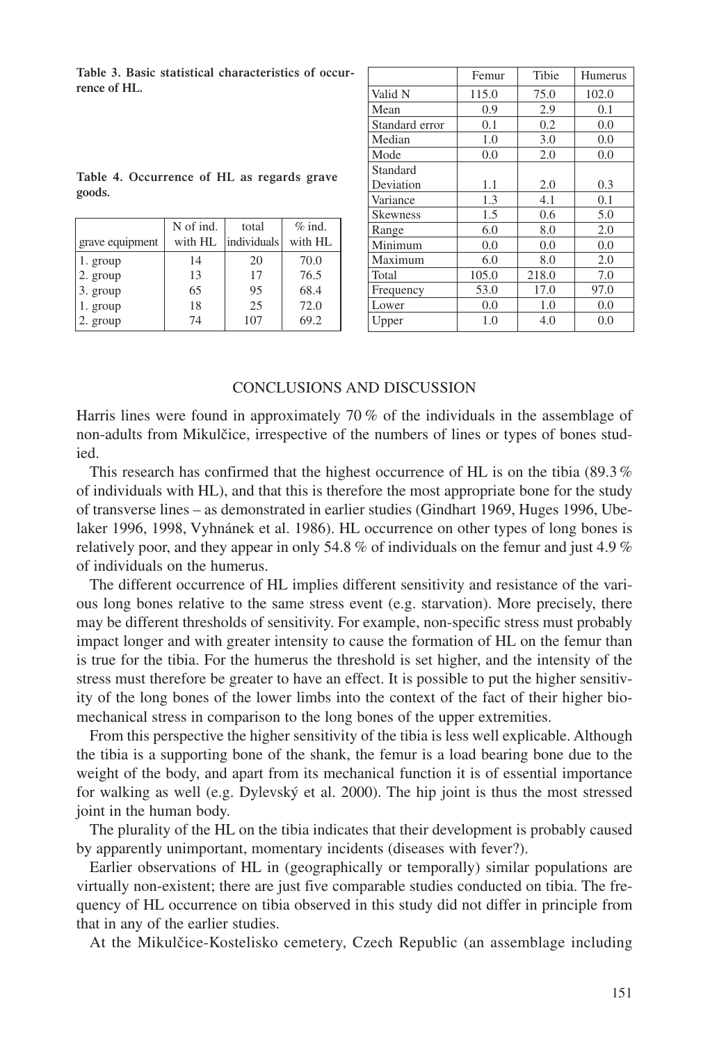**Table 3. Basic statistical characteristics of occurrence of HL.**

| | Femur | Tibie | Humerus |
|---|---|---|---|
| Valid N | 115.0 | 75.0 | 102.0 |
| Mean | 0.9 | 2.9 | 0.1 |
| Standard error | 0.1 | 0.2 | 0.0 |
| Median | 1.0 | 3.0 | 0.0 |
| Mode | 0.0 | 2.0 | 0.0 |
| Standard Deviation | 1.1 | 2.0 | 0.3 |
| Variance | 1.3 | 4.1 | 0.1 |
| Skewness | 1.5 | 0.6 | 5.0 |
| Range | 6.0 | 8.0 | 2.0 |
| Minimum | 0.0 | 0.0 | 0.0 |
| Maximum | 6.0 | 8.0 | 2.0 |
| Total | 105.0 | 218.0 | 7.0 |
| Frequency | 53.0 | 17.0 | 97.0 |
| Lower | 0.0 | 1.0 | 0.0 |
| Upper | 1.0 | 4.0 | 0.0 |

**Table 4. Occurrence of HL as regards grave goods.**

| grave equipment | N of ind. with HL | total individuals | % ind. with HL |
|---|---|---|---|
| 1. group | 14 | 20 | 70.0 |
| 2. group | 13 | 17 | 76.5 |
| 3. group | 65 | 95 | 68.4 |
| 1. group | 18 | 25 | 72.0 |
| 2. group | 74 | 107 | 69.2 |

## CONCLUSIONS AND DISCUSSION

Harris lines were found in approximately 70 % of the individuals in the assemblage of non-adults from Mikulčice, irrespective of the numbers of lines or types of bones studied.

This research has confirmed that the highest occurrence of HL is on the tibia (89.3 % of individuals with HL), and that this is therefore the most appropriate bone for the study of transverse lines – as demonstrated in earlier studies (Gindhart 1969, Huges 1996, Ubelaker 1996, 1998, Vyhnánek et al. 1986). HL occurrence on other types of long bones is relatively poor, and they appear in only 54.8 % of individuals on the femur and just 4.9 % of individuals on the humerus.

The different occurrence of HL implies different sensitivity and resistance of the various long bones relative to the same stress event (e.g. starvation). More precisely, there may be different thresholds of sensitivity. For example, non-specific stress must probably impact longer and with greater intensity to cause the formation of HL on the femur than is true for the tibia. For the humerus the threshold is set higher, and the intensity of the stress must therefore be greater to have an effect. It is possible to put the higher sensitivity of the long bones of the lower limbs into the context of the fact of their higher biomechanical stress in comparison to the long bones of the upper extremities.

From this perspective the higher sensitivity of the tibia is less well explicable. Although the tibia is a supporting bone of the shank, the femur is a load bearing bone due to the weight of the body, and apart from its mechanical function it is of essential importance for walking as well (e.g. Dylevský et al. 2000). The hip joint is thus the most stressed joint in the human body.

The plurality of the HL on the tibia indicates that their development is probably caused by apparently unimportant, momentary incidents (diseases with fever?).

Earlier observations of HL in (geographically or temporally) similar populations are virtually non-existent; there are just five comparable studies conducted on tibia. The frequency of HL occurrence on tibia observed in this study did not differ in principle from that in any of the earlier studies.

At the Mikulčice-Kostelisko cemetery, Czech Republic (an assemblage including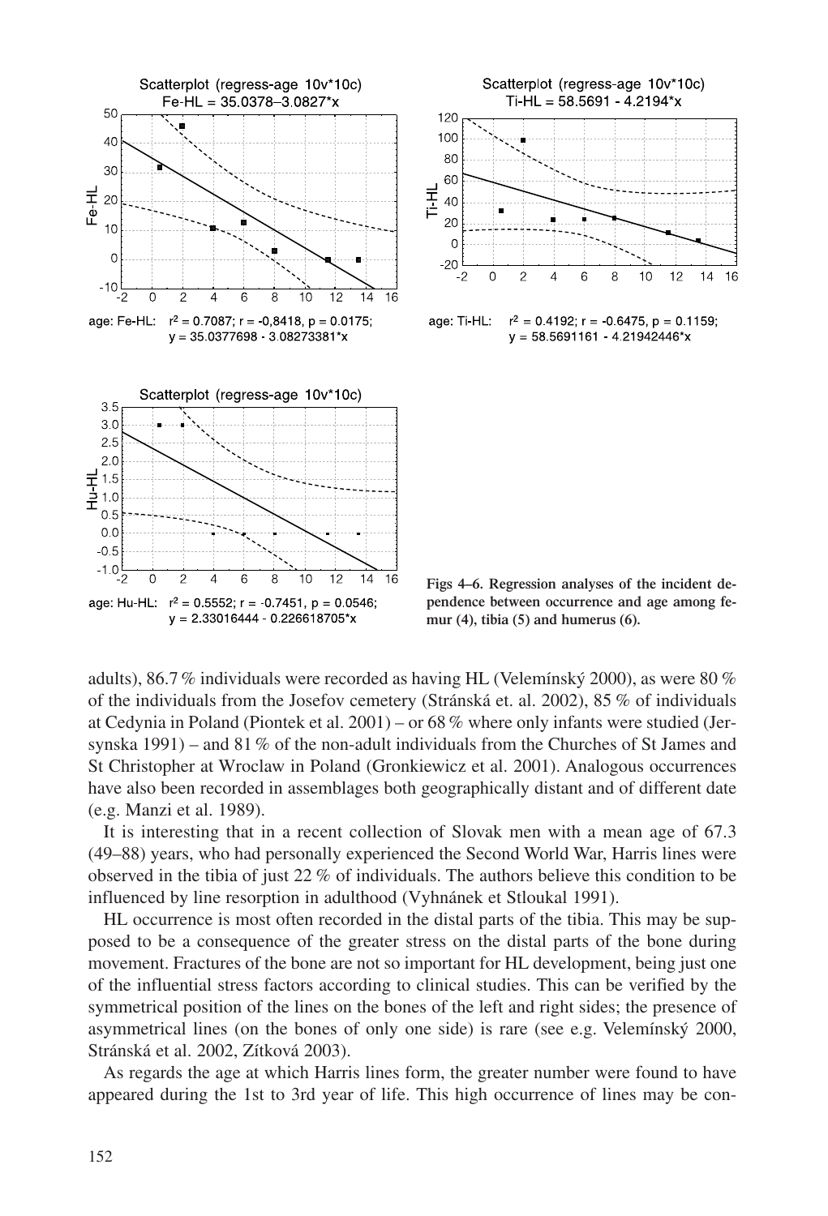Scatterplot (regress-age 10v*10c)
Fe-HL = 35.0378–3.0827*x

age: Fe-HL: $r^2 = 0.7087$; r = -0,8418, p = 0.0175;
y = 35.0377698 - 3.08273381*x

Scatterplot (regress-age 10v*10c)
Ti-HL = 58.5691 - 4.2194*x

age: Ti-HL: $r^2 = 0.4192$; r = -0.6475, p = 0.1159;
y = 58.5691161 - 4.21942446*x

Scatterplot (regress-age 10v*10c)

age: Hu-HL: $r^2 = 0.5552$; r = -0.7451, p = 0.0546;
y = 2.33016444 - 0.226618705*x

**Figs 4–6. Regression analyses of the incident dependence between occurrence and age among femur (4), tibia (5) and humerus (6).**

adults), 86.7 % individuals were recorded as having HL (Velemínský 2000), as were 80 % of the individuals from the Josefov cemetery (Stránská et. al. 2002), 85 % of individuals at Cedynia in Poland (Piontek et al. 2001) – or 68 % where only infants were studied (Jersynska 1991) – and 81 % of the non-adult individuals from the Churches of St James and St Christopher at Wroclaw in Poland (Gronkiewicz et al. 2001). Analogous occurrences have also been recorded in assemblages both geographically distant and of different date (e.g. Manzi et al. 1989).

It is interesting that in a recent collection of Slovak men with a mean age of 67.3 (49–88) years, who had personally experienced the Second World War, Harris lines were observed in the tibia of just 22 % of individuals. The authors believe this condition to be influenced by line resorption in adulthood (Vyhnánek et Stloukal 1991).

HL occurrence is most often recorded in the distal parts of the tibia. This may be supposed to be a consequence of the greater stress on the distal parts of the bone during movement. Fractures of the bone are not so important for HL development, being just one of the influential stress factors according to clinical studies. This can be verified by the symmetrical position of the lines on the bones of the left and right sides; the presence of asymmetrical lines (on the bones of only one side) is rare (see e.g. Velemínský 2000, Stránská et al. 2002, Zítková 2003).

As regards the age at which Harris lines form, the greater number were found to have appeared during the 1st to 3rd year of life. This high occurrence of lines may be con-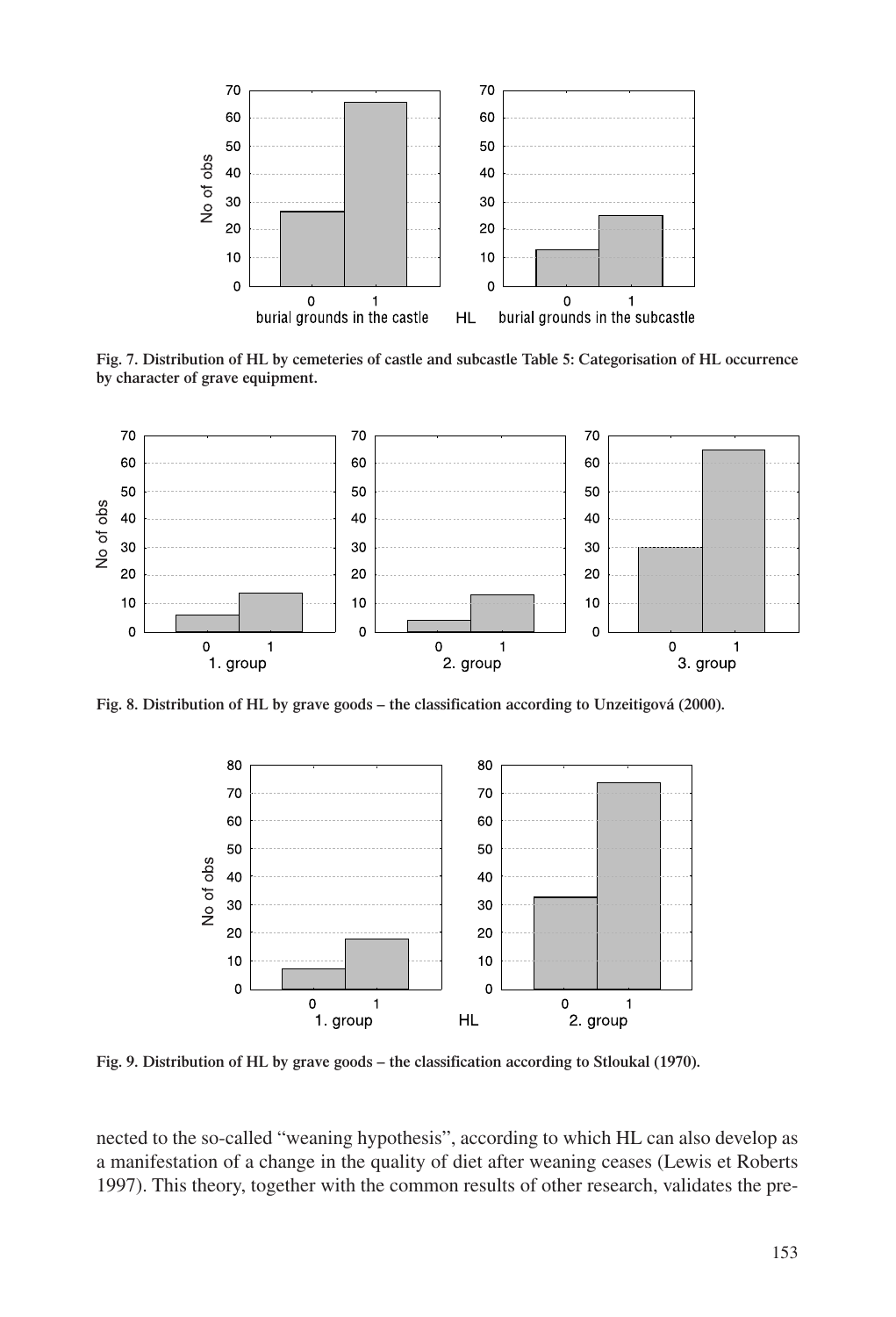70
60
50
40
30
20
10
0
No of obs
0
1
burial grounds in the castle
HL
70
60
50
40
30
20
10
0
0
1
burial grounds in the subcastle

**Fig. 7. Distribution of HL by cemeteries of castle and subcastle Table 5: Categorisation of HL occurrence by character of grave equipment.**

70
60
50
40
30
20
10
0
No of obs
0
1
1. group
70
60
50
40
30
20
10
0
0
1
2. group
70
60
50
40
30
20
10
0
0
1
3. group

**Fig. 8. Distribution of HL by grave goods – the classification according to Unzeitigová (2000).**

80
70
60
50
40
30
20
10
0
No of obs
0
1
1. group
HL
80
70
60
50
40
30
20
10
0
0
1
2. group

**Fig. 9. Distribution of HL by grave goods – the classification according to Stloukal (1970).**

nected to the so-called "weaning hypothesis", according to which HL can also develop as a manifestation of a change in the quality of diet after weaning ceases (Lewis et Roberts 1997). This theory, together with the common results of other research, validates the pre-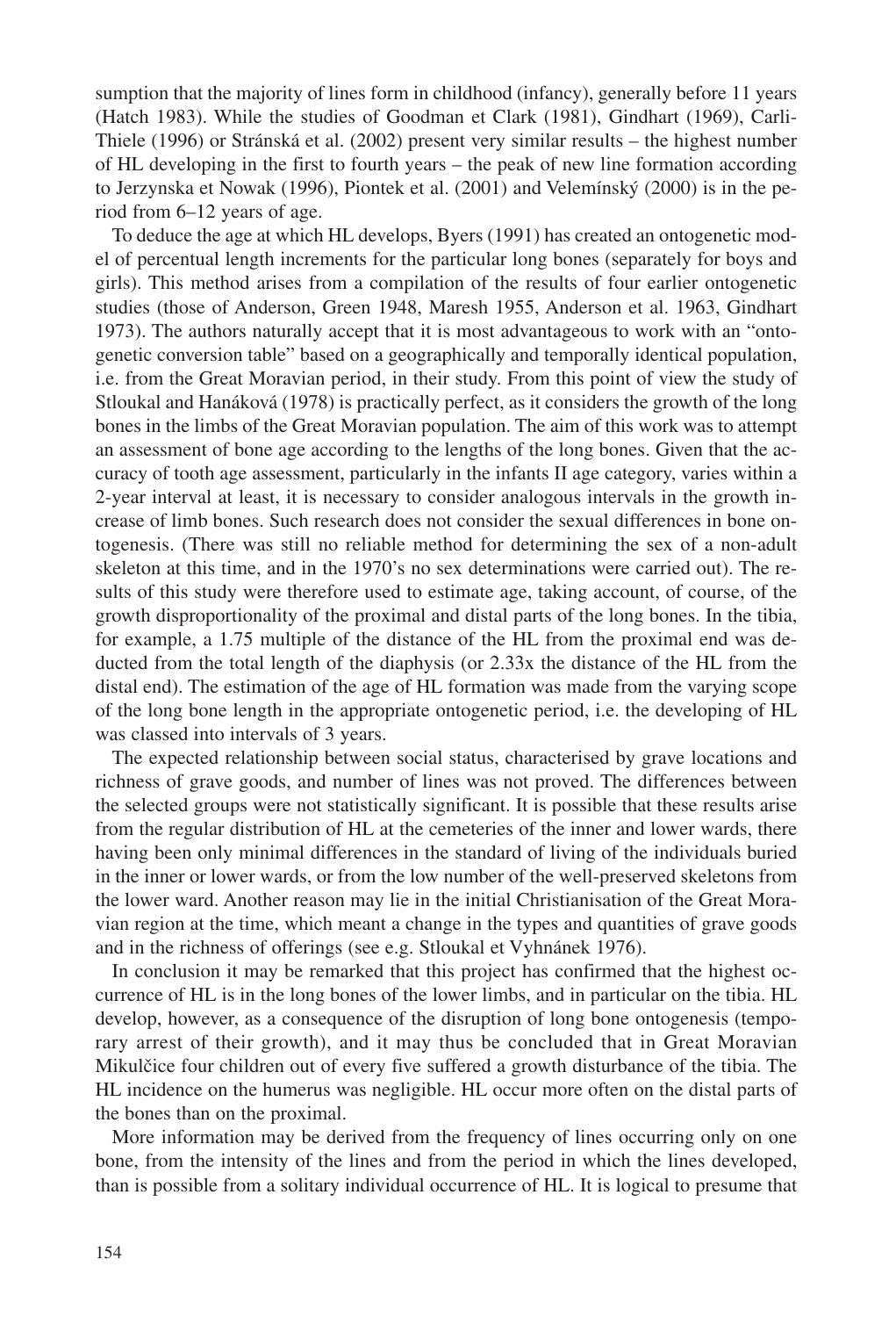sumption that the majority of lines form in childhood (infancy), generally before 11 years (Hatch 1983). While the studies of Goodman et Clark (1981), Gindhart (1969), Carli-Thiele (1996) or Stránská et al. (2002) present very similar results – the highest number of HL developing in the first to fourth years – the peak of new line formation according to Jerzynska et Nowak (1996), Piontek et al. (2001) and Velemínský (2000) is in the period from 6–12 years of age.

To deduce the age at which HL develops, Byers (1991) has created an ontogenetic model of percentual length increments for the particular long bones (separately for boys and girls). This method arises from a compilation of the results of four earlier ontogenetic studies (those of Anderson, Green 1948, Maresh 1955, Anderson et al. 1963, Gindhart 1973). The authors naturally accept that it is most advantageous to work with an "ontogenetic conversion table" based on a geographically and temporally identical population, i.e. from the Great Moravian period, in their study. From this point of view the study of Stloukal and Hanáková (1978) is practically perfect, as it considers the growth of the long bones in the limbs of the Great Moravian population. The aim of this work was to attempt an assessment of bone age according to the lengths of the long bones. Given that the accuracy of tooth age assessment, particularly in the infants II age category, varies within a 2-year interval at least, it is necessary to consider analogous intervals in the growth increase of limb bones. Such research does not consider the sexual differences in bone ontogenesis. (There was still no reliable method for determining the sex of a non-adult skeleton at this time, and in the 1970's no sex determinations were carried out). The results of this study were therefore used to estimate age, taking account, of course, of the growth disproportionality of the proximal and distal parts of the long bones. In the tibia, for example, a 1.75 multiple of the distance of the HL from the proximal end was deducted from the total length of the diaphysis (or 2.33x the distance of the HL from the distal end). The estimation of the age of HL formation was made from the varying scope of the long bone length in the appropriate ontogenetic period, i.e. the developing of HL was classed into intervals of 3 years.

The expected relationship between social status, characterised by grave locations and richness of grave goods, and number of lines was not proved. The differences between the selected groups were not statistically significant. It is possible that these results arise from the regular distribution of HL at the cemeteries of the inner and lower wards, there having been only minimal differences in the standard of living of the individuals buried in the inner or lower wards, or from the low number of the well-preserved skeletons from the lower ward. Another reason may lie in the initial Christianisation of the Great Moravian region at the time, which meant a change in the types and quantities of grave goods and in the richness of offerings (see e.g. Stloukal et Vyhnánek 1976).

In conclusion it may be remarked that this project has confirmed that the highest occurrence of HL is in the long bones of the lower limbs, and in particular on the tibia. HL develop, however, as a consequence of the disruption of long bone ontogenesis (temporary arrest of their growth), and it may thus be concluded that in Great Moravian Mikulčice four children out of every five suffered a growth disturbance of the tibia. The HL incidence on the humerus was negligible. HL occur more often on the distal parts of the bones than on the proximal.

More information may be derived from the frequency of lines occurring only on one bone, from the intensity of the lines and from the period in which the lines developed, than is possible from a solitary individual occurrence of HL. It is logical to presume that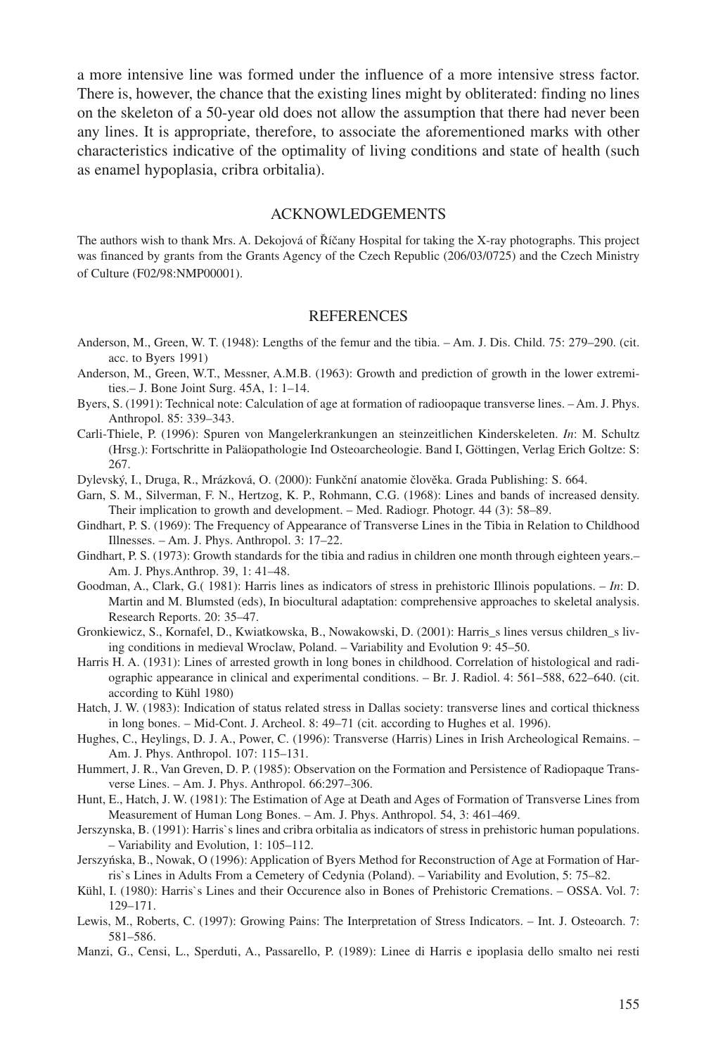a more intensive line was formed under the influence of a more intensive stress factor. There is, however, the chance that the existing lines might by obliterated: finding no lines on the skeleton of a 50-year old does not allow the assumption that there had never been any lines. It is appropriate, therefore, to associate the aforementioned marks with other characteristics indicative of the optimality of living conditions and state of health (such as enamel hypoplasia, cribra orbitalia).

## ACKNOWLEDGEMENTS

The authors wish to thank Mrs. A. Dekojová of Říčany Hospital for taking the X-ray photographs. This project was financed by grants from the Grants Agency of the Czech Republic (206/03/0725) and the Czech Ministry of Culture (F02/98:NMP00001).

## REFERENCES

Anderson, M., Green, W. T. (1948): Lengths of the femur and the tibia. – Am. J. Dis. Child. 75: 279–290. (cit. acc. to Byers 1991)

Anderson, M., Green, W.T., Messner, A.M.B. (1963): Growth and prediction of growth in the lower extremities.– J. Bone Joint Surg. 45A, 1: 1–14.

Byers, S. (1991): Technical note: Calculation of age at formation of radioopaque transverse lines. – Am. J. Phys. Anthropol. 85: 339–343.

Carli-Thiele, P. (1996): Spuren von Mangelerkrankungen an steinzeitlichen Kinderskeleten. *In*: M. Schultz (Hrsg.): Fortschritte in Paläopathologie Ind Osteoarcheologie. Band I, Göttingen, Verlag Erich Goltze: S: 267.

Dylevský, I., Druga, R., Mrázková, O. (2000): Funkční anatomie člověka. Grada Publishing: S. 664.

Garn, S. M., Silverman, F. N., Hertzog, K. P., Rohmann, C.G. (1968): Lines and bands of increased density. Their implication to growth and development. – Med. Radiogr. Photogr. 44 (3): 58–89.

Gindhart, P. S. (1969): The Frequency of Appearance of Transverse Lines in the Tibia in Relation to Childhood Illnesses. – Am. J. Phys. Anthropol. 3: 17–22.

Gindhart, P. S. (1973): Growth standards for the tibia and radius in children one month through eighteen years.– Am. J. Phys.Anthrop. 39, 1: 41–48.

Goodman, A., Clark, G.( 1981): Harris lines as indicators of stress in prehistoric Illinois populations. – *In*: D. Martin and M. Blumsted (eds), In biocultural adaptation: comprehensive approaches to skeletal analysis. Research Reports. 20: 35–47.

Gronkiewicz, S., Kornafel, D., Kwiatkowska, B., Nowakowski, D. (2001): Harris_s lines versus children_s living conditions in medieval Wroclaw, Poland. – Variability and Evolution 9: 45–50.

Harris H. A. (1931): Lines of arrested growth in long bones in childhood. Correlation of histological and radiographic appearance in clinical and experimental conditions. – Br. J. Radiol. 4: 561–588, 622–640. (cit. according to Kühl 1980)

Hatch, J. W. (1983): Indication of status related stress in Dallas society: transverse lines and cortical thickness in long bones. – Mid-Cont. J. Archeol. 8: 49–71 (cit. according to Hughes et al. 1996).

Hughes, C., Heylings, D. J. A., Power, C. (1996): Transverse (Harris) Lines in Irish Archeological Remains. – Am. J. Phys. Anthropol. 107: 115–131.

Hummert, J. R., Van Greven, D. P. (1985): Observation on the Formation and Persistence of Radiopaque Transverse Lines. – Am. J. Phys. Anthropol. 66:297–306.

Hunt, E., Hatch, J. W. (1981): The Estimation of Age at Death and Ages of Formation of Transverse Lines from Measurement of Human Long Bones. – Am. J. Phys. Anthropol. 54, 3: 461–469.

Jerszynska, B. (1991): Harris`s lines and cribra orbitalia as indicators of stress in prehistoric human populations. – Variability and Evolution, 1: 105–112.

Jerszyńska, B., Nowak, O (1996): Application of Byers Method for Reconstruction of Age at Formation of Harris`s Lines in Adults From a Cemetery of Cedynia (Poland). – Variability and Evolution, 5: 75–82.

Kühl, I. (1980): Harris`s Lines and their Occurence also in Bones of Prehistoric Cremations. – OSSA. Vol. 7: 129–171.

Lewis, M., Roberts, C. (1997): Growing Pains: The Interpretation of Stress Indicators. – Int. J. Osteoarch. 7: 581–586.

Manzi, G., Censi, L., Sperduti, A., Passarello, P. (1989): Linee di Harris e ipoplasia dello smalto nei resti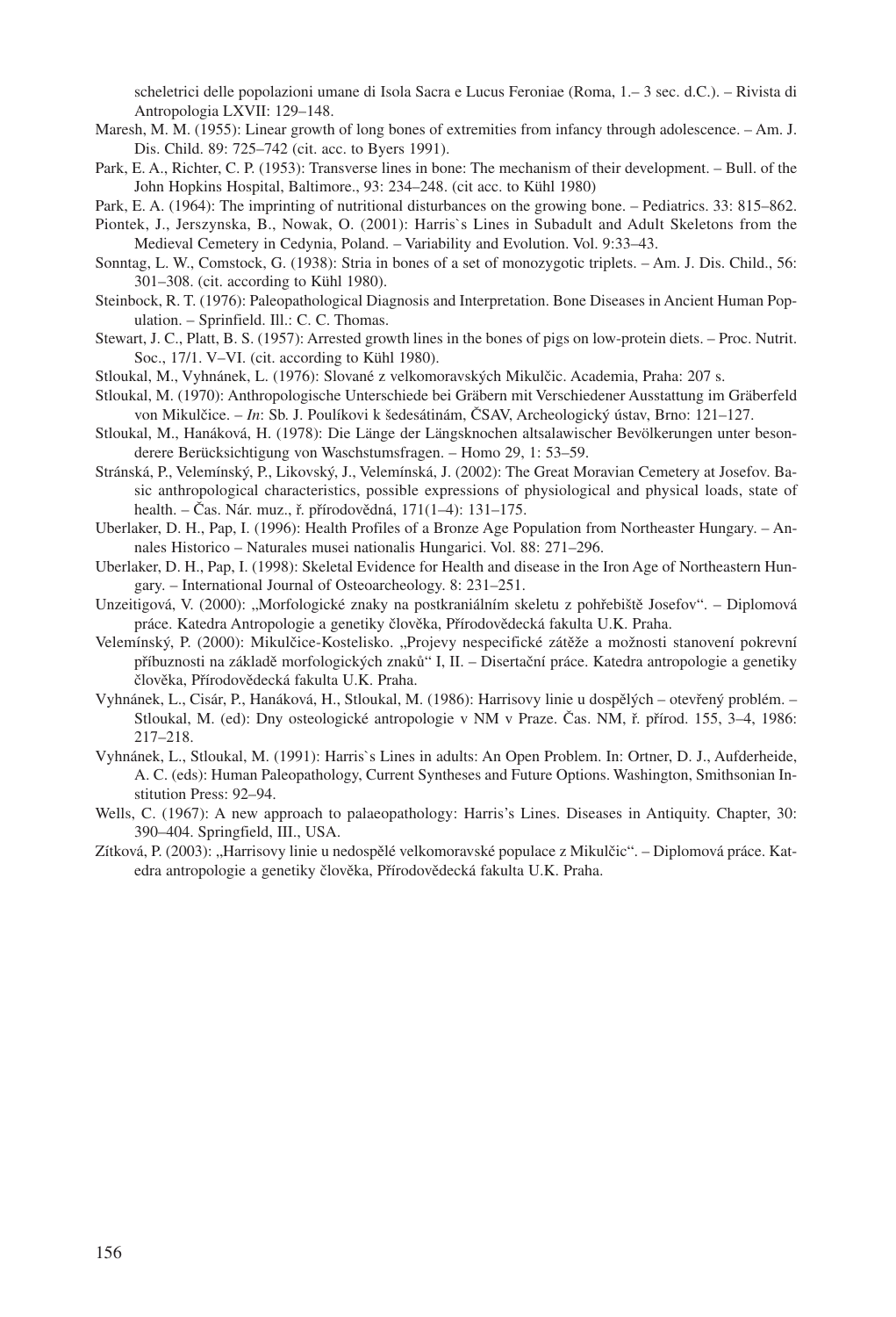scheletrici delle popolazioni umane di Isola Sacra e Lucus Feroniae (Roma, 1.– 3 sec. d.C.). – Rivista di Antropologia LXVII: 129–148.

Maresh, M. M. (1955): Linear growth of long bones of extremities from infancy through adolescence. – Am. J. Dis. Child. 89: 725–742 (cit. acc. to Byers 1991).

Park, E. A., Richter, C. P. (1953): Transverse lines in bone: The mechanism of their development. – Bull. of the John Hopkins Hospital, Baltimore., 93: 234–248. (cit acc. to Kühl 1980)

Park, E. A. (1964): The imprinting of nutritional disturbances on the growing bone. – Pediatrics. 33: 815–862.

Piontek, J., Jerszynska, B., Nowak, O. (2001): Harris`s Lines in Subadult and Adult Skeletons from the Medieval Cemetery in Cedynia, Poland. – Variability and Evolution. Vol. 9:33–43.

Sonntag, L. W., Comstock, G. (1938): Stria in bones of a set of monozygotic triplets. – Am. J. Dis. Child., 56: 301–308. (cit. according to Kühl 1980).

Steinbock, R. T. (1976): Paleopathological Diagnosis and Interpretation. Bone Diseases in Ancient Human Population. – Sprinfield. Ill.: C. C. Thomas.

Stewart, J. C., Platt, B. S. (1957): Arrested growth lines in the bones of pigs on low-protein diets. – Proc. Nutrit. Soc., 17/1. V–VI. (cit. according to Kühl 1980).

Stloukal, M., Vyhnánek, L. (1976): Slované z velkomoravských Mikulčic. Academia, Praha: 207 s.

Stloukal, M. (1970): Anthropologische Unterschiede bei Gräbern mit Verschiedener Ausstattung im Gräberfeld von Mikulčice. – *In*: Sb. J. Poulíkovi k šedesátinám, ČSAV, Archeologický ústav, Brno: 121–127.

Stloukal, M., Hanáková, H. (1978): Die Länge der Längsknochen altsalawischer Bevölkerungen unter besonderere Berücksichtigung von Waschstumsfragen. – Homo 29, 1: 53–59.

Stránská, P., Velemínský, P., Likovský, J., Velemínská, J. (2002): The Great Moravian Cemetery at Josefov. Basic anthropological characteristics, possible expressions of physiological and physical loads, state of health. – Čas. Nár. muz., ř. přírodovědná, 171(1–4): 131–175.

Uberlaker, D. H., Pap, I. (1996): Health Profiles of a Bronze Age Population from Northeaster Hungary. – Annales Historico – Naturales musei nationalis Hungarici. Vol. 88: 271–296.

Uberlaker, D. H., Pap, I. (1998): Skeletal Evidence for Health and disease in the Iron Age of Northeastern Hungary. – International Journal of Osteoarcheology. 8: 231–251.

Unzeitigová, V. (2000): „Morfologické znaky na postkraniálním skeletu z pohřebiště Josefov". – Diplomová práce. Katedra Antropologie a genetiky člověka, Přírodovědecká fakulta U.K. Praha.

Velemínský, P. (2000): Mikulčice-Kostelisko. „Projevy nespecifické zátěže a možnosti stanovení pokrevní příbuznosti na základě morfologických znaků" I, II. – Disertační práce. Katedra antropologie a genetiky člověka, Přírodovědecká fakulta U.K. Praha.

Vyhnánek, L., Cisár, P., Hanáková, H., Stloukal, M. (1986): Harrisovy linie u dospělých – otevřený problém. – Stloukal, M. (ed): Dny osteologické antropologie v NM v Praze. Čas. NM, ř. přírod. 155, 3–4, 1986: 217–218.

Vyhnánek, L., Stloukal, M. (1991): Harris`s Lines in adults: An Open Problem. In: Ortner, D. J., Aufderheide, A. C. (eds): Human Paleopathology, Current Syntheses and Future Options. Washington, Smithsonian Institution Press: 92–94.

Wells, C. (1967): A new approach to palaeopathology: Harris's Lines. Diseases in Antiquity. Chapter, 30: 390–404. Springfield, III., USA.

Zítková, P. (2003): „Harrisovy linie u nedospělé velkomoravské populace z Mikulčic". – Diplomová práce. Katedra antropologie a genetiky člověka, Přírodovědecká fakulta U.K. Praha.